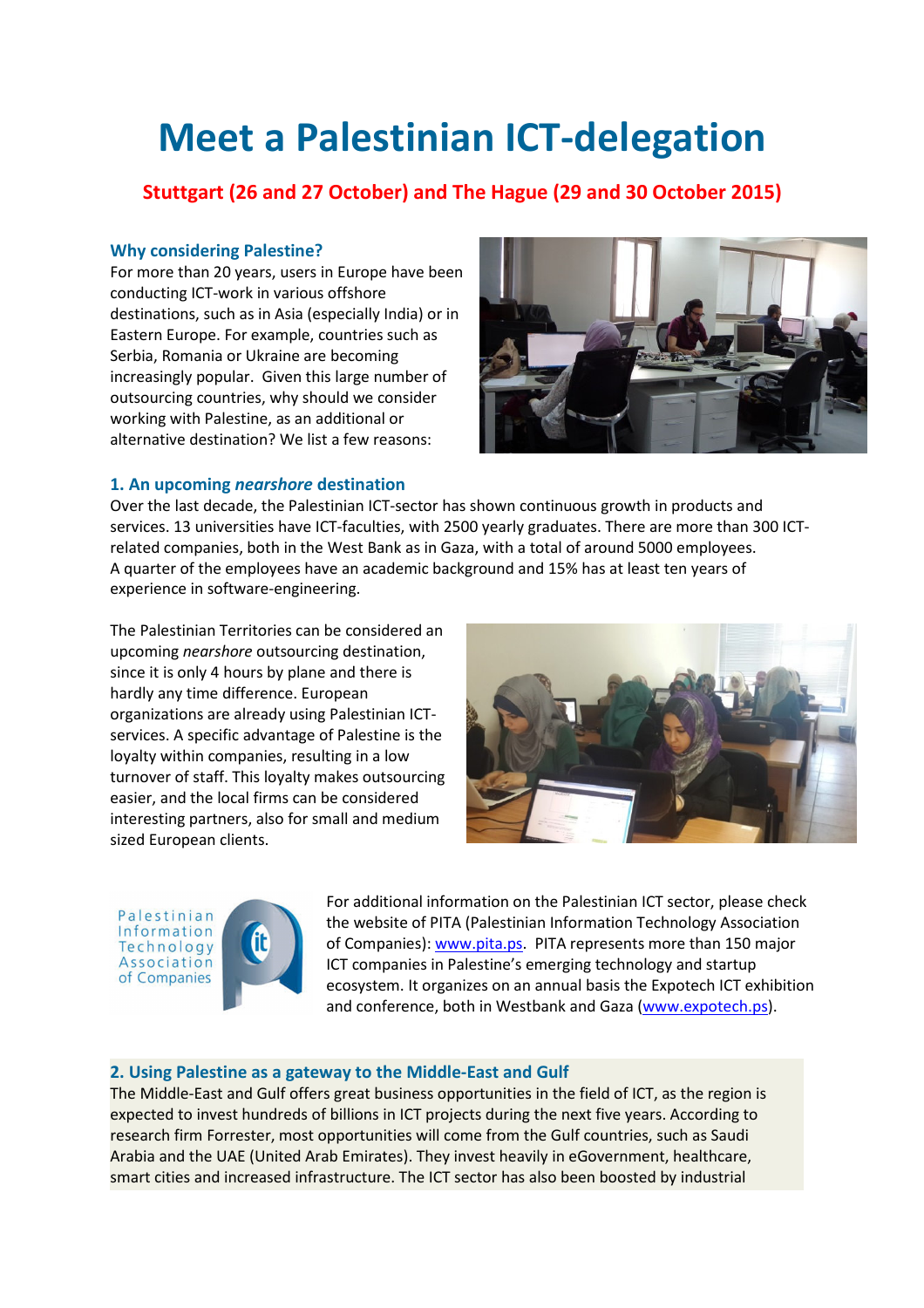# Meet a Palestinian ICT-delegation

## Stuttgart (26 and 27 October) and The Hague (29 and 30 October 2015)

### Why considering Palestine?

For more than 20 years, users in Europe have been conducting ICT-work in various offshore destinations, such as in Asia (especially India) or in Eastern Europe. For example, countries such as Serbia, Romania or Ukraine are becoming increasingly popular. Given this large number of outsourcing countries, why should we consider working with Palestine, as an additional or alternative destination? We list a few reasons:

### 1. An upcoming *nearshore* destination

Over the last decade, the Palestinian ICT-sector has shown continuous growth in products and services. 13 universities have ICT-faculties, with 2500 yearly graduates. There are more than 300 ICT-related companies, both in the West Bank as in Gaza, with a total of around 5000 employees. A quarter of the employees have an academic background and 15% has at least ten years of experience in software-engineering.

The Palestinian Territories can be considered an upcoming *nearshore* outsourcing destination, since it is only 4 hours by plane and there is hardly any time difference. European organizations are already using Palestinian ICT-services. A specific advantage of Palestine is the loyalty within companies, resulting in a low turnover of staff. This loyalty makes outsourcing easier, and the local firms can be considered interesting partners, also for small and medium sized European clients.

Palestinian Information Technology Association of Companies

For additional information on the Palestinian ICT sector, please check the website of PITA (Palestinian Information Technology Association of Companies): www.pita.ps. PITA represents more than 150 major ICT companies in Palestine's emerging technology and startup ecosystem. It organizes on an annual basis the Expotech ICT exhibition and conference, both in Westbank and Gaza (www.expotech.ps).

### 2. Using Palestine as a gateway to the Middle-East and Gulf

The Middle-East and Gulf offers great business opportunities in the field of ICT, as the region is expected to invest hundreds of billions in ICT projects during the next five years. According to research firm Forrester, most opportunities will come from the Gulf countries, such as Saudi Arabia and the UAE (United Arab Emirates). They invest heavily in eGovernment, healthcare, smart cities and increased infrastructure. The ICT sector has also been boosted by industrial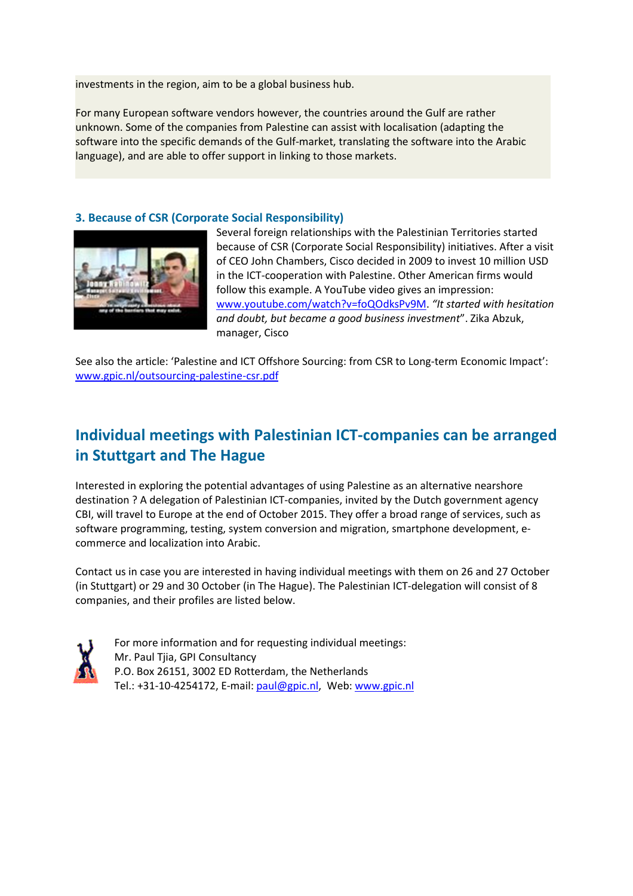investments in the region, aim to be a global business hub.

For many European software vendors however, the countries around the Gulf are rather unknown. Some of the companies from Palestine can assist with localisation (adapting the software into the specific demands of the Gulf-market, translating the software into the Arabic language), and are able to offer support in linking to those markets.

### 3. Because of CSR (Corporate Social Responsibility)

Several foreign relationships with the Palestinian Territories started because of CSR (Corporate Social Responsibility) initiatives. After a visit of CEO John Chambers, Cisco decided in 2009 to invest 10 million USD in the ICT-cooperation with Palestine. Other American firms would follow this example. A YouTube video gives an impression: www.youtube.com/watch?v=foQOdksPv9M. *"It started with hesitation and doubt, but became a good business investment"*. Zika Abzuk, manager, Cisco

See also the article: 'Palestine and ICT Offshore Sourcing: from CSR to Long-term Economic Impact': www.gpic.nl/outsourcing-palestine-csr.pdf

## Individual meetings with Palestinian ICT-companies can be arranged in Stuttgart and The Hague

Interested in exploring the potential advantages of using Palestine as an alternative nearshore destination ? A delegation of Palestinian ICT-companies, invited by the Dutch government agency CBI, will travel to Europe at the end of October 2015. They offer a broad range of services, such as software programming, testing, system conversion and migration, smartphone development, e-commerce and localization into Arabic.

Contact us in case you are interested in having individual meetings with them on 26 and 27 October (in Stuttgart) or 29 and 30 October (in The Hague). The Palestinian ICT-delegation will consist of 8 companies, and their profiles are listed below.

For more information and for requesting individual meetings:
Mr. Paul Tjia, GPI Consultancy
P.O. Box 26151, 3002 ED Rotterdam, the Netherlands
Tel.: +31-10-4254172, E-mail: paul@gpic.nl, Web: www.gpic.nl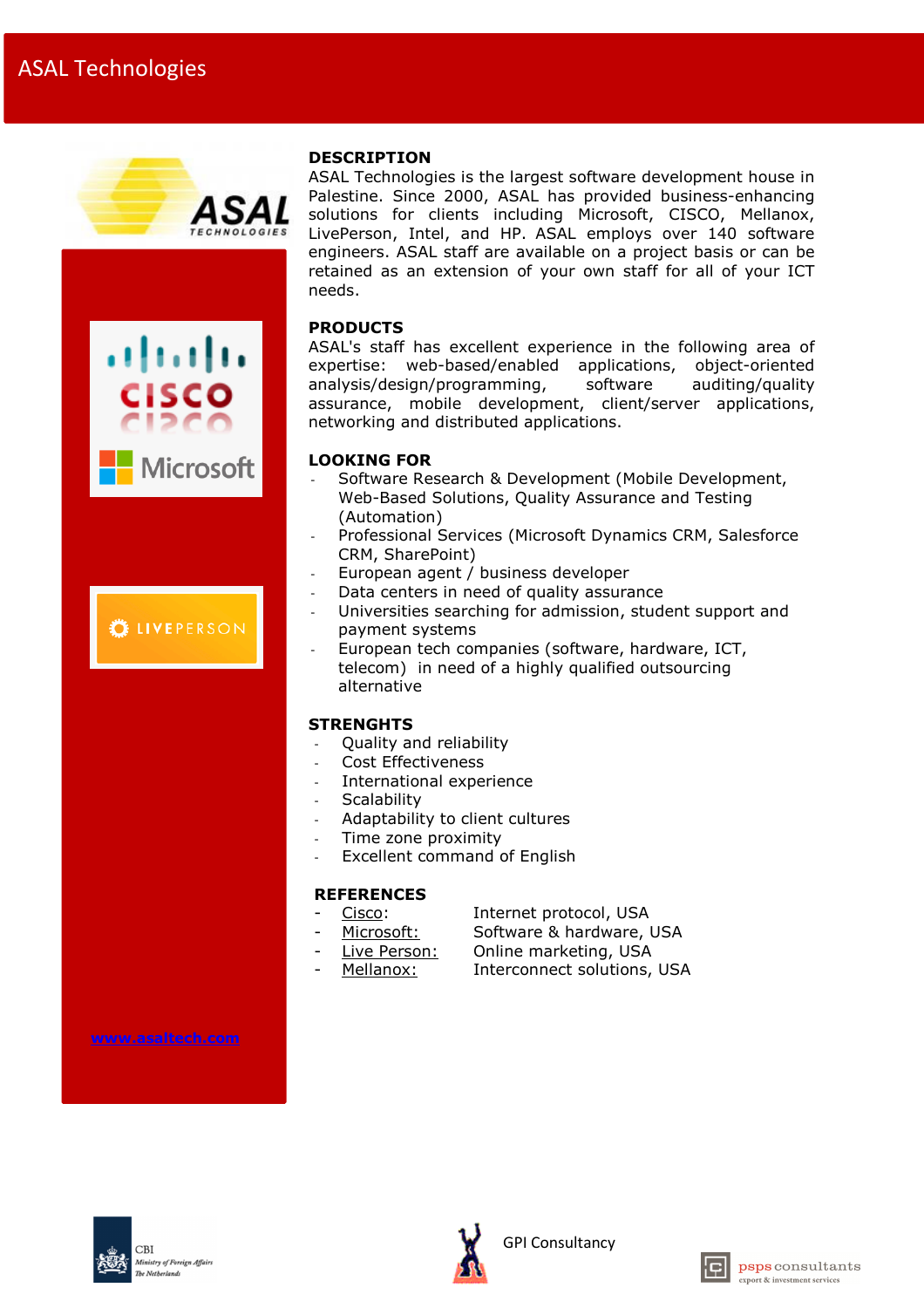# ASAL Technologies

## DESCRIPTION

ASAL Technologies is the largest software development house in Palestine. Since 2000, ASAL has provided business-enhancing solutions for clients including Microsoft, CISCO, Mellanox, LivePerson, Intel, and HP. ASAL employs over 140 software engineers. ASAL staff are available on a project basis or can be retained as an extension of your own staff for all of your ICT needs.

## PRODUCTS

ASAL's staff has excellent experience in the following area of expertise: web-based/enabled applications, object-oriented analysis/design/programming, software auditing/quality assurance, mobile development, client/server applications, networking and distributed applications.

## LOOKING FOR

- Software Research & Development (Mobile Development, Web-Based Solutions, Quality Assurance and Testing (Automation)
- Professional Services (Microsoft Dynamics CRM, Salesforce CRM, SharePoint)
- European agent / business developer
- Data centers in need of quality assurance
- Universities searching for admission, student support and payment systems
- European tech companies (software, hardware, ICT, telecom) in need of a highly qualified outsourcing alternative

## STRENGTHS

- Quality and reliability
- Cost Effectiveness
- International experience
- Scalability
- Adaptability to client cultures
- Time zone proximity
- Excellent command of English

## REFERENCES

- Cisco: Internet protocol, USA
- Microsoft: Software & hardware, USA
- Live Person: Online marketing, USA
- Mellanox: Interconnect solutions, USA

www.asaltech.com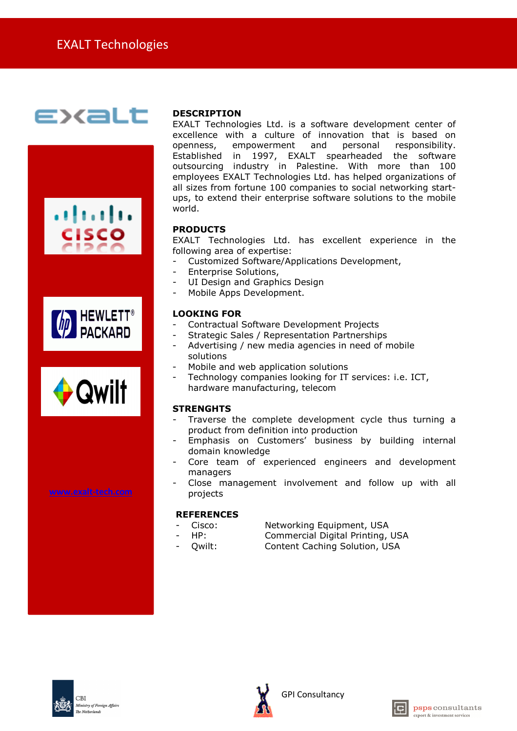# EXALT Technologies

www.exalt-tech.com

## DESCRIPTION

EXALT Technologies Ltd. is a software development center of excellence with a culture of innovation that is based on openness, empowerment and personal responsibility. Established in 1997, EXALT spearheaded the software outsourcing industry in Palestine. With more than 100 employees EXALT Technologies Ltd. has helped organizations of all sizes from fortune 100 companies to social networking start-ups, to extend their enterprise software solutions to the mobile world.

## PRODUCTS

EXALT Technologies Ltd. has excellent experience in the following area of expertise:

- Customized Software/Applications Development,
- Enterprise Solutions,
- UI Design and Graphics Design
- Mobile Apps Development.

## LOOKING FOR

- Contractual Software Development Projects
- Strategic Sales / Representation Partnerships
- Advertising / new media agencies in need of mobile solutions
- Mobile and web application solutions
- Technology companies looking for IT services: i.e. ICT, hardware manufacturing, telecom

## STRENGHTS

- Traverse the complete development cycle thus turning a product from definition into production
- Emphasis on Customers' business by building internal domain knowledge
- Core team of experienced engineers and development managers
- Close management involvement and follow up with all projects

## REFERENCES

- Cisco: Networking Equipment, USA
- HP: Commercial Digital Printing, USA
- Qwilt: Content Caching Solution, USA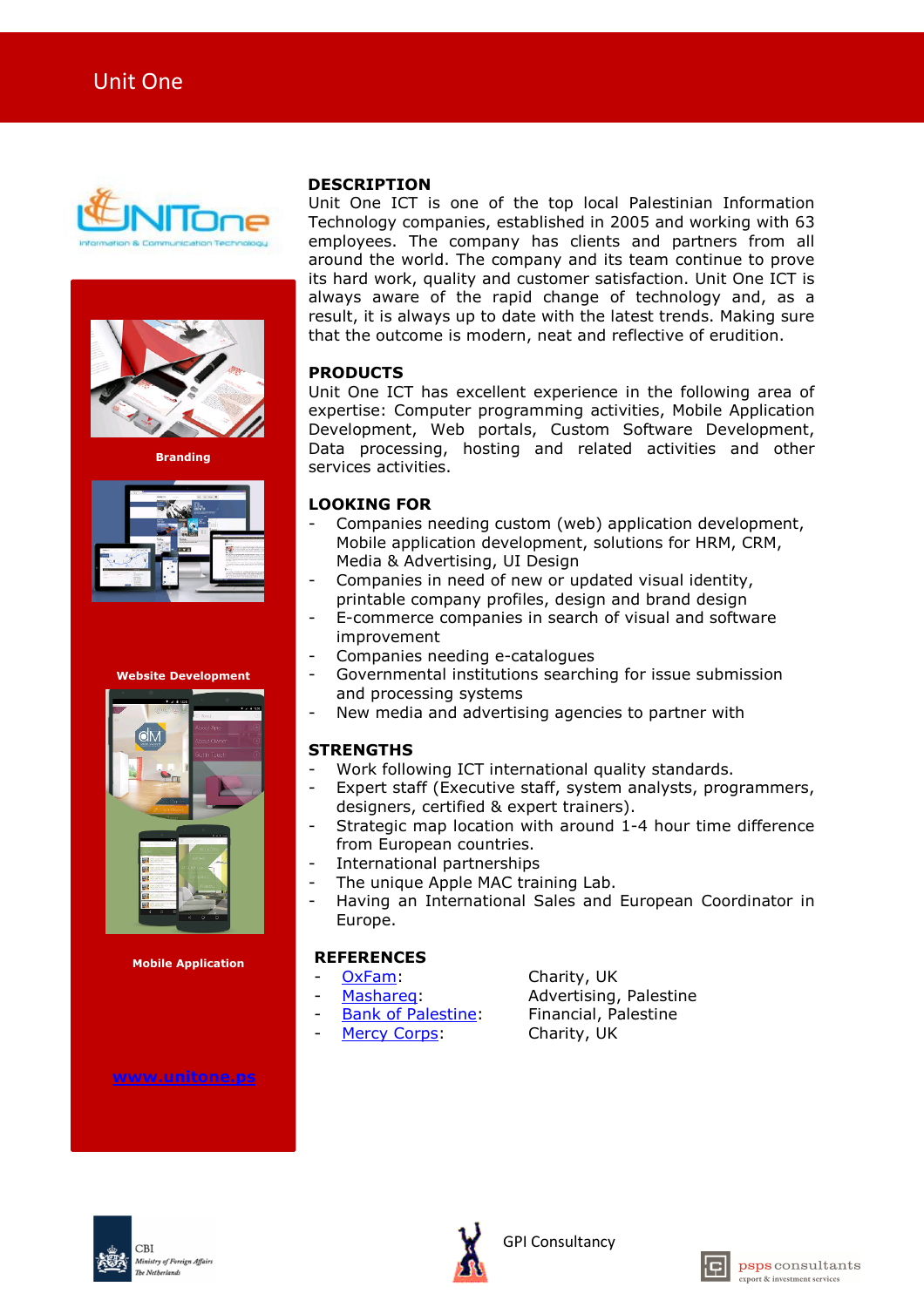# Unit One

Branding

Website Development

Mobile Application

www.unitone.ps

## DESCRIPTION

Unit One ICT is one of the top local Palestinian Information Technology companies, established in 2005 and working with 63 employees. The company has clients and partners from all around the world. The company and its team continue to prove its hard work, quality and customer satisfaction. Unit One ICT is always aware of the rapid change of technology and, as a result, it is always up to date with the latest trends. Making sure that the outcome is modern, neat and reflective of erudition.

## PRODUCTS

Unit One ICT has excellent experience in the following area of expertise: Computer programming activities, Mobile Application Development, Web portals, Custom Software Development, Data processing, hosting and related activities and other services activities.

## LOOKING FOR

- Companies needing custom (web) application development, Mobile application development, solutions for HRM, CRM, Media & Advertising, UI Design
- Companies in need of new or updated visual identity, printable company profiles, design and brand design
- E-commerce companies in search of visual and software improvement
- Companies needing e-catalogues
- Governmental institutions searching for issue submission and processing systems
- New media and advertising agencies to partner with

## STRENGTHS

- Work following ICT international quality standards.
- Expert staff (Executive staff, system analysts, programmers, designers, certified & expert trainers).
- Strategic map location with around 1-4 hour time difference from European countries.
- International partnerships
- The unique Apple MAC training Lab.
- Having an International Sales and European Coordinator in Europe.

## REFERENCES

- OxFam: Charity, UK
- Mashareq: Advertising, Palestine
- Bank of Palestine: Financial, Palestine
- Mercy Corps: Charity, UK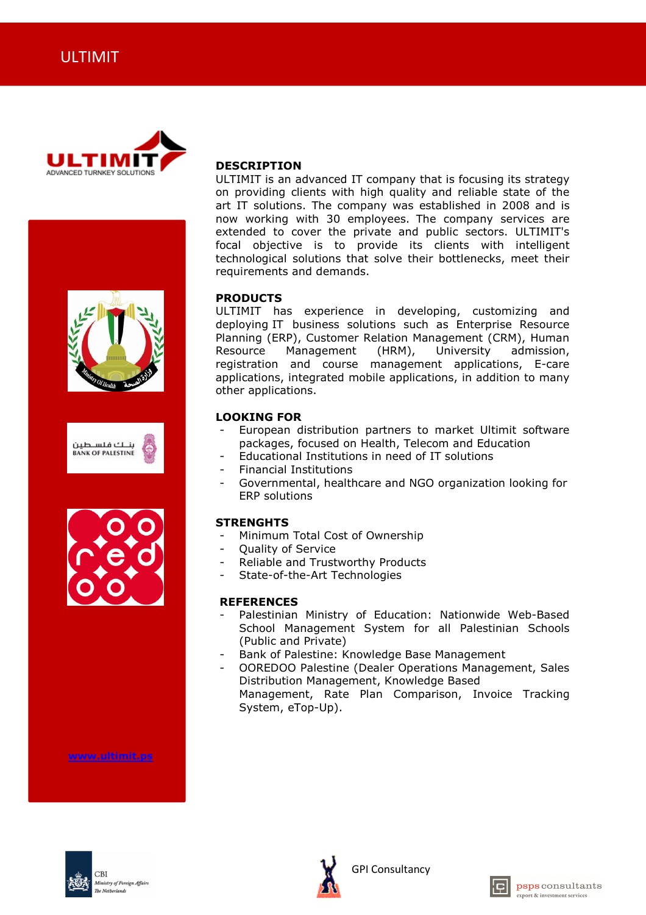# ULTIMIT

## DESCRIPTION

ULTIMIT is an advanced IT company that is focusing its strategy on providing clients with high quality and reliable state of the art IT solutions. The company was established in 2008 and is now working with 30 employees. The company services are extended to cover the private and public sectors. ULTIMIT's focal objective is to provide its clients with intelligent technological solutions that solve their bottlenecks, meet their requirements and demands.

## PRODUCTS

ULTIMIT has experience in developing, customizing and deploying IT business solutions such as Enterprise Resource Planning (ERP), Customer Relation Management (CRM), Human Resource Management (HRM), University admission, registration and course management applications, E-care applications, integrated mobile applications, in addition to many other applications.

## LOOKING FOR

- European distribution partners to market Ultimit software packages, focused on Health, Telecom and Education
- Educational Institutions in need of IT solutions
- Financial Institutions
- Governmental, healthcare and NGO organization looking for ERP solutions

## STRENGHTS

- Minimum Total Cost of Ownership
- Quality of Service
- Reliable and Trustworthy Products
- State-of-the-Art Technologies

## REFERENCES

- Palestinian Ministry of Education: Nationwide Web-Based School Management System for all Palestinian Schools (Public and Private)
- Bank of Palestine: Knowledge Base Management
- OOREDOO Palestine (Dealer Operations Management, Sales Distribution Management, Knowledge Based Management, Rate Plan Comparison, Invoice Tracking System, eTop-Up).

www.ultimit.ps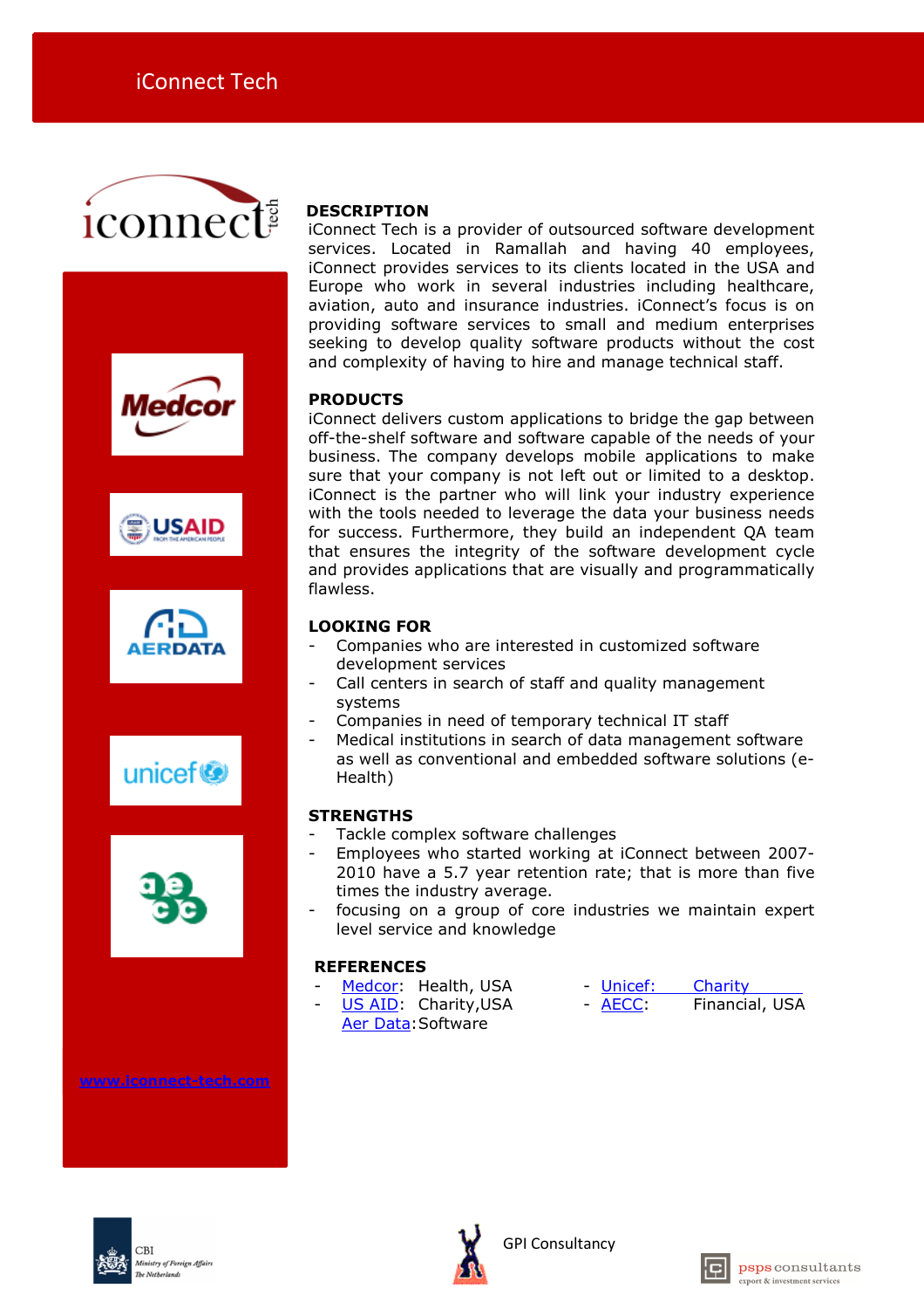# iConnect Tech

## DESCRIPTION

iConnect Tech is a provider of outsourced software development services. Located in Ramallah and having 40 employees, iConnect provides services to its clients located in the USA and Europe who work in several industries including healthcare, aviation, auto and insurance industries. iConnect's focus is on providing software services to small and medium enterprises seeking to develop quality software products without the cost and complexity of having to hire and manage technical staff.

## PRODUCTS

iConnect delivers custom applications to bridge the gap between off-the-shelf software and software capable of the needs of your business. The company develops mobile applications to make sure that your company is not left out or limited to a desktop. iConnect is the partner who will link your industry experience with the tools needed to leverage the data your business needs for success. Furthermore, they build an independent QA team that ensures the integrity of the software development cycle and provides applications that are visually and programmatically flawless.

## LOOKING FOR

- Companies who are interested in customized software development services
- Call centers in search of staff and quality management systems
- Companies in need of temporary technical IT staff
- Medical institutions in search of data management software as well as conventional and embedded software solutions (e-Health)

## STRENGTHS

- Tackle complex software challenges
- Employees who started working at iConnect between 2007-2010 have a 5.7 year retention rate; that is more than five times the industry average.
- focusing on a group of core industries we maintain expert level service and knowledge

## REFERENCES

- Medcor: Health, USA
- US AID: Charity,USA
  Aer Data: Software
- Unicef: Charity
- AECC: Financial, USA

www.iconnect-tech.com

CBI Ministry of Foreign Affairs The Netherlands

GPI Consultancy

psps consultants export & investment services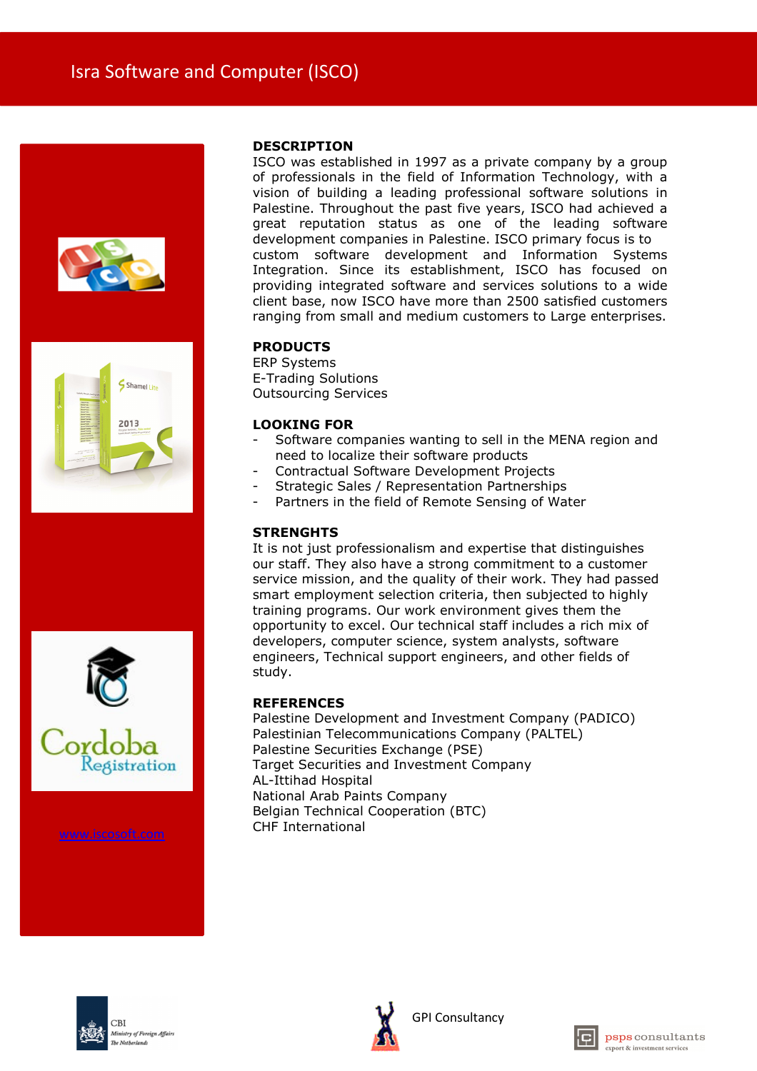# Isra Software and Computer (ISCO)

www.iscosoft.com

## DESCRIPTION

ISCO was established in 1997 as a private company by a group of professionals in the field of Information Technology, with a vision of building a leading professional software solutions in Palestine. Throughout the past five years, ISCO had achieved a great reputation status as one of the leading software development companies in Palestine. ISCO primary focus is to custom software development and Information Systems Integration. Since its establishment, ISCO has focused on providing integrated software and services solutions to a wide client base, now ISCO have more than 2500 satisfied customers ranging from small and medium customers to Large enterprises.

## PRODUCTS

ERP Systems
E-Trading Solutions
Outsourcing Services

## LOOKING FOR

- Software companies wanting to sell in the MENA region and need to localize their software products
- Contractual Software Development Projects
- Strategic Sales / Representation Partnerships
- Partners in the field of Remote Sensing of Water

## STRENGHTS

It is not just professionalism and expertise that distinguishes our staff. They also have a strong commitment to a customer service mission, and the quality of their work. They had passed smart employment selection criteria, then subjected to highly training programs. Our work environment gives them the opportunity to excel. Our technical staff includes a rich mix of developers, computer science, system analysts, software engineers, Technical support engineers, and other fields of study.

## REFERENCES

Palestine Development and Investment Company (PADICO)
Palestinian Telecommunications Company (PALTEL)
Palestine Securities Exchange (PSE)
Target Securities and Investment Company
AL-Ittihad Hospital
National Arab Paints Company
Belgian Technical Cooperation (BTC)
CHF International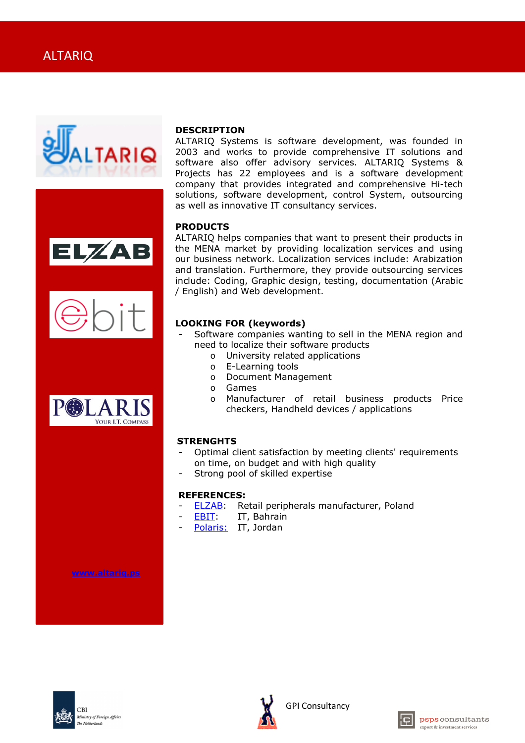# ALTARIQ

## DESCRIPTION

ALTARIQ Systems is software development, was founded in 2003 and works to provide comprehensive IT solutions and software also offer advisory services. ALTARIQ Systems & Projects has 22 employees and is a software development company that provides integrated and comprehensive Hi-tech solutions, software development, control System, outsourcing as well as innovative IT consultancy services.

## PRODUCTS

ALTARIQ helps companies that want to present their products in the MENA market by providing localization services and using our business network. Localization services include: Arabization and translation. Furthermore, they provide outsourcing services include: Coding, Graphic design, testing, documentation (Arabic / English) and Web development.

## LOOKING FOR (keywords)

- Software companies wanting to sell in the MENA region and need to localize their software products
  - University related applications
  - E-Learning tools
  - Document Management
  - Games
  - Manufacturer of retail business products Price checkers, Handheld devices / applications

## STRENGHTS

- Optimal client satisfaction by meeting clients' requirements on time, on budget and with high quality
- Strong pool of skilled expertise

## REFERENCES:

- ELZAB: Retail peripherals manufacturer, Poland
- EBIT: IT, Bahrain
- Polaris: IT, Jordan

www.altariq.ps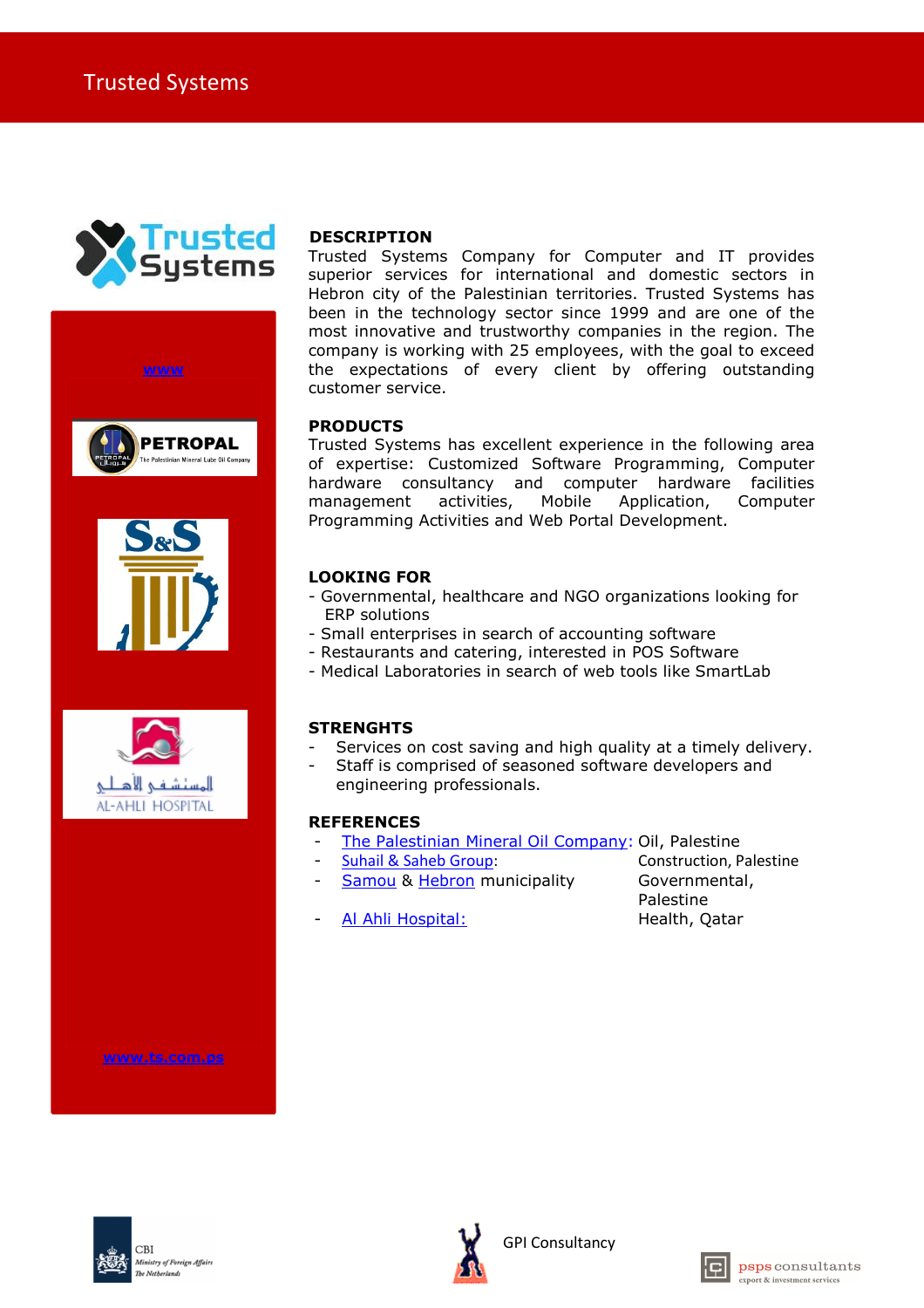# Trusted Systems

www

www.ts.com.ps

## DESCRIPTION

Trusted Systems Company for Computer and IT provides superior services for international and domestic sectors in Hebron city of the Palestinian territories. Trusted Systems has been in the technology sector since 1999 and are one of the most innovative and trustworthy companies in the region. The company is working with 25 employees, with the goal to exceed the expectations of every client by offering outstanding customer service.

## PRODUCTS

Trusted Systems has excellent experience in the following area of expertise: Customized Software Programming, Computer hardware consultancy and computer hardware facilities management activities, Mobile Application, Computer Programming Activities and Web Portal Development.

## LOOKING FOR

- Governmental, healthcare and NGO organizations looking for ERP solutions
- Small enterprises in search of accounting software
- Restaurants and catering, interested in POS Software
- Medical Laboratories in search of web tools like SmartLab

## STRENGHTS

- Services on cost saving and high quality at a timely delivery.
- Staff is comprised of seasoned software developers and engineering professionals.

## REFERENCES

| | |
|---|---|
| - The Palestinian Mineral Oil Company: | Oil, Palestine |
| - Suhail & Saheb Group: | Construction, Palestine |
| - Samou & Hebron municipality | Governmental, Palestine |
| - Al Ahli Hospital: | Health, Qatar |